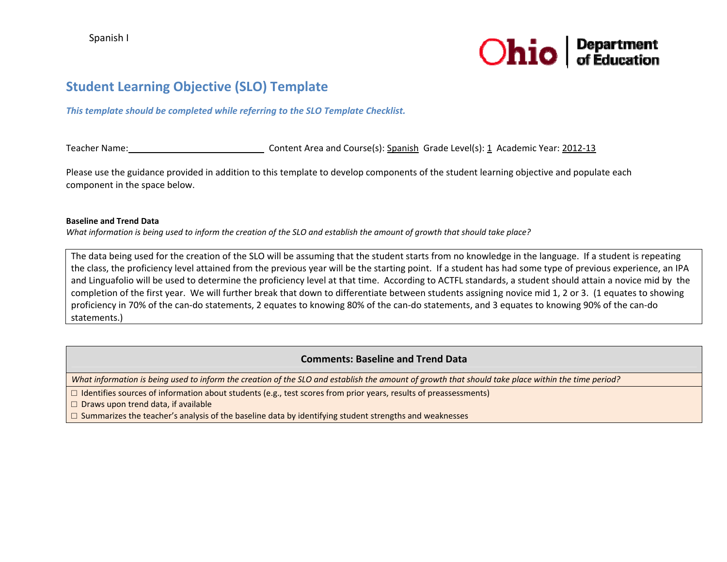Spanish I

Ohio | Department of Education

# Student Learning Objective (SLO) Template

***This template should be completed while referring to the SLO Template Checklist.***

Teacher Name:\_\_\_\_\_\_\_\_\_\_\_\_\_\_\_\_\_\_\_\_\_\_\_\_\_\_\_\_ Content Area and Course(s): Spanish Grade Level(s): 1 Academic Year: 2012-13

Please use the guidance provided in addition to this template to develop components of the student learning objective and populate each component in the space below.

**Baseline and Trend Data**

*What information is being used to inform the creation of the SLO and establish the amount of growth that should take place?*

The data being used for the creation of the SLO will be assuming that the student starts from no knowledge in the language. If a student is repeating the class, the proficiency level attained from the previous year will be the starting point. If a student has had some type of previous experience, an IPA and Linguafolio will be used to determine the proficiency level at that time. According to ACTFL standards, a student should attain a novice mid by the completion of the first year. We will further break that down to differentiate between students assigning novice mid 1, 2 or 3. (1 equates to showing proficiency in 70% of the can-do statements, 2 equates to knowing 80% of the can-do statements, and 3 equates to knowing 90% of the can-do statements.)

| Comments: Baseline and Trend Data |
|---|
| *What information is being used to inform the creation of the SLO and establish the amount of growth that should take place within the time period?* |
| ☐ Identifies sources of information about students (e.g., test scores from prior years, results of preassessments)<br>☐ Draws upon trend data, if available<br>☐ Summarizes the teacher's analysis of the baseline data by identifying student strengths and weaknesses |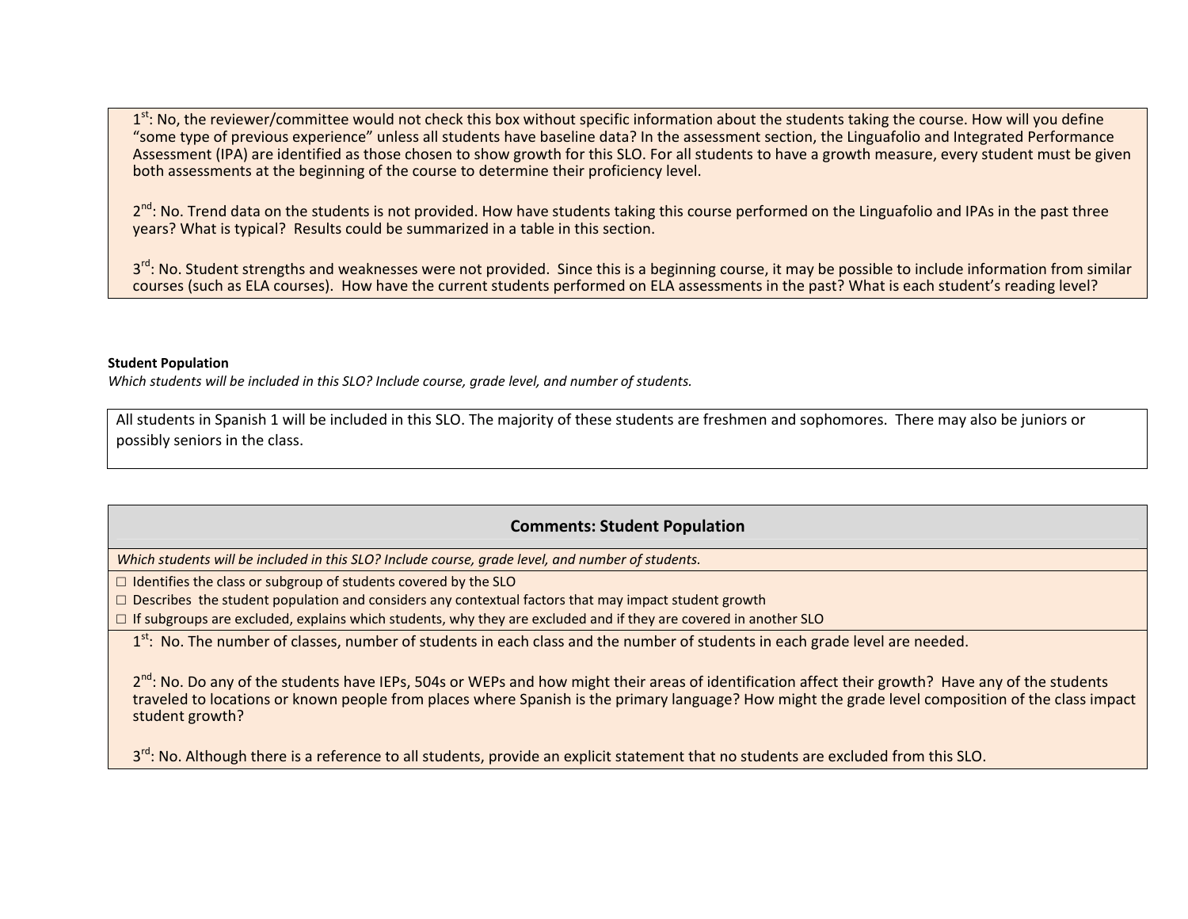1st: No, the reviewer/committee would not check this box without specific information about the students taking the course. How will you define "some type of previous experience" unless all students have baseline data? In the assessment section, the Linguafolio and Integrated Performance Assessment (IPA) are identified as those chosen to show growth for this SLO. For all students to have a growth measure, every student must be given both assessments at the beginning of the course to determine their proficiency level.

2nd: No. Trend data on the students is not provided. How have students taking this course performed on the Linguafolio and IPAs in the past three years? What is typical? Results could be summarized in a table in this section.

3rd: No. Student strengths and weaknesses were not provided. Since this is a beginning course, it may be possible to include information from similar courses (such as ELA courses). How have the current students performed on ELA assessments in the past? What is each student's reading level?

**Student Population**

*Which students will be included in this SLO? Include course, grade level, and number of students.*

All students in Spanish 1 will be included in this SLO. The majority of these students are freshmen and sophomores. There may also be juniors or possibly seniors in the class.

### Comments: Student Population

*Which students will be included in this SLO? Include course, grade level, and number of students.*

- ☐ Identifies the class or subgroup of students covered by the SLO
- ☐ Describes the student population and considers any contextual factors that may impact student growth
- ☐ If subgroups are excluded, explains which students, why they are excluded and if they are covered in another SLO

1st: No. The number of classes, number of students in each class and the number of students in each grade level are needed.

2nd: No. Do any of the students have IEPs, 504s or WEPs and how might their areas of identification affect their growth? Have any of the students traveled to locations or known people from places where Spanish is the primary language? How might the grade level composition of the class impact student growth?

3rd: No. Although there is a reference to all students, provide an explicit statement that no students are excluded from this SLO.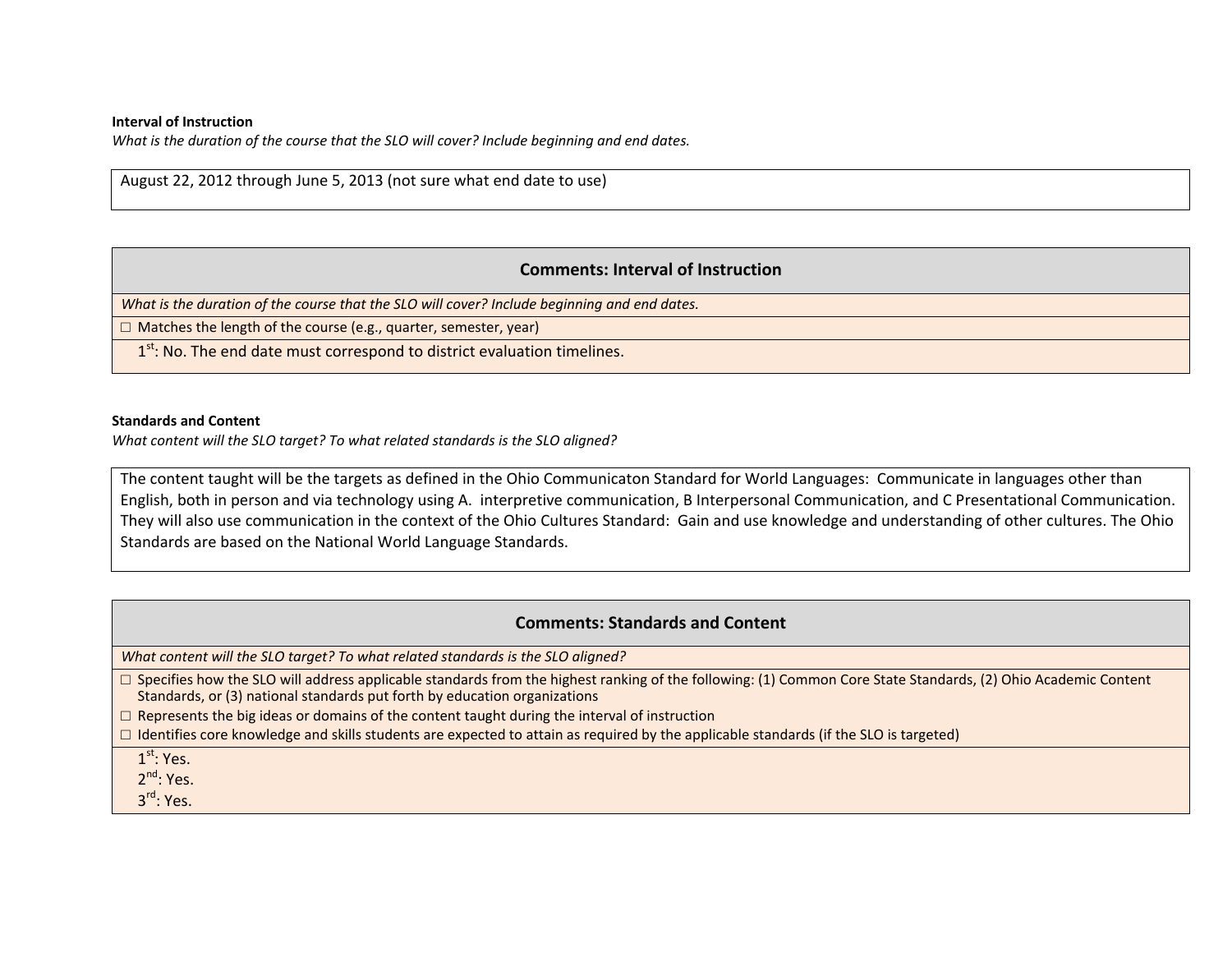**Interval of Instruction**

*What is the duration of the course that the SLO will cover? Include beginning and end dates.*

| August 22, 2012 through June 5, 2013 (not sure what end date to use) |
|---|

| **Comments: Interval of Instruction** |
|---|
| *What is the duration of the course that the SLO will cover? Include beginning and end dates.* |
| ☐ Matches the length of the course (e.g., quarter, semester, year) |
| 1st: No. The end date must correspond to district evaluation timelines. |

**Standards and Content**

*What content will the SLO target? To what related standards is the SLO aligned?*

| The content taught will be the targets as defined in the Ohio Communicaton Standard for World Languages: Communicate in languages other than English, both in person and via technology using A. interpretive communication, B Interpersonal Communication, and C Presentational Communication. They will also use communication in the context of the Ohio Cultures Standard: Gain and use knowledge and understanding of other cultures. The Ohio Standards are based on the National World Language Standards. |
|---|

| **Comments: Standards and Content** |
|---|
| *What content will the SLO target? To what related standards is the SLO aligned?* |
| ☐ Specifies how the SLO will address applicable standards from the highest ranking of the following: (1) Common Core State Standards, (2) Ohio Academic Content Standards, or (3) national standards put forth by education organizations<br>☐ Represents the big ideas or domains of the content taught during the interval of instruction<br>☐ Identifies core knowledge and skills students are expected to attain as required by the applicable standards (if the SLO is targeted) |
| 1st: Yes.<br>2nd: Yes.<br>3rd: Yes. |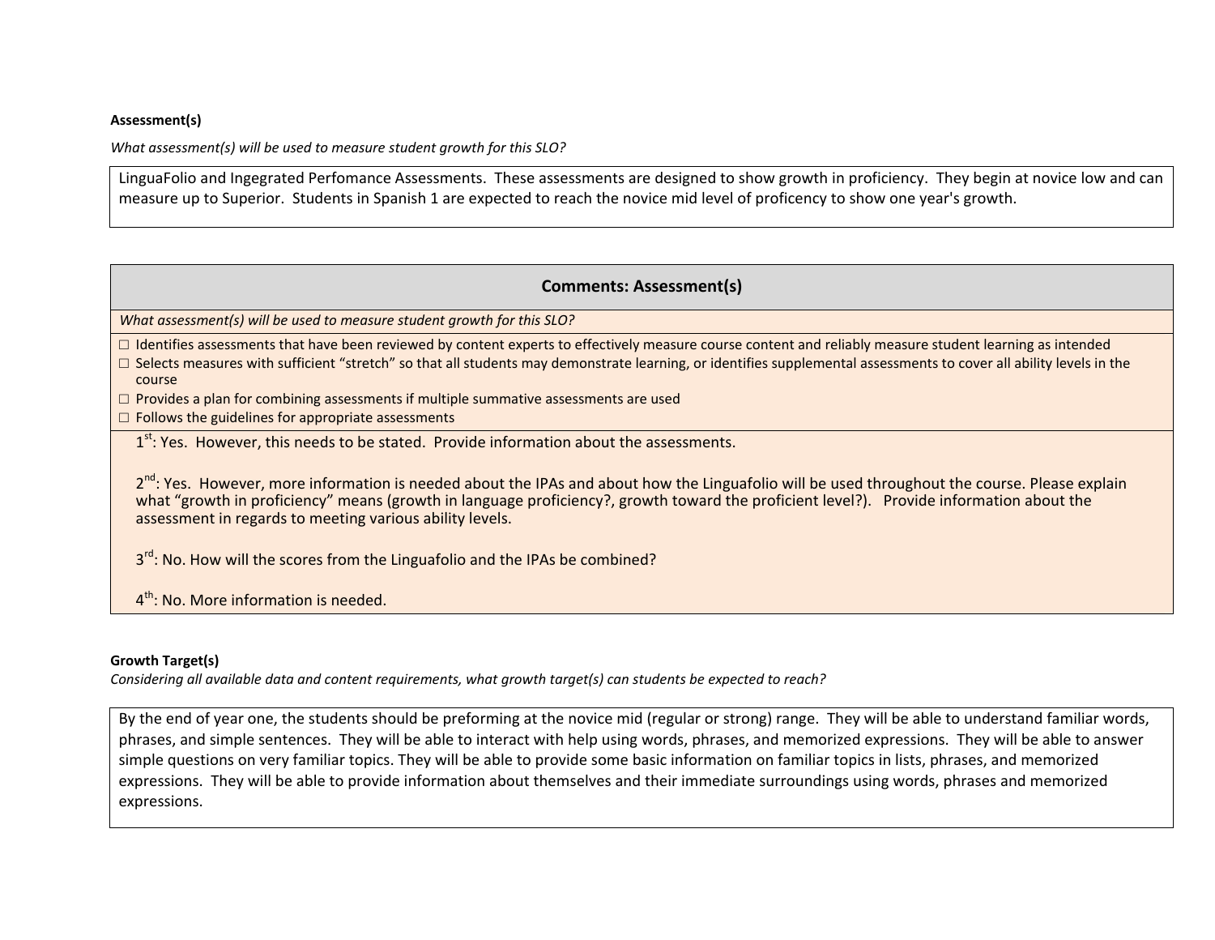**Assessment(s)**

*What assessment(s) will be used to measure student growth for this SLO?*

| LinguaFolio and Ingegrated Perfomance Assessments. These assessments are designed to show growth in proficiency. They begin at novice low and can measure up to Superior. Students in Spanish 1 are expected to reach the novice mid level of proficency to show one year's growth. |
|---|

| **Comments: Assessment(s)** |
|---|
| *What assessment(s) will be used to measure student growth for this SLO?* |
| ☐ Identifies assessments that have been reviewed by content experts to effectively measure course content and reliably measure student learning as intended<br>☐ Selects measures with sufficient "stretch" so that all students may demonstrate learning, or identifies supplemental assessments to cover all ability levels in the course<br>☐ Provides a plan for combining assessments if multiple summative assessments are used<br>☐ Follows the guidelines for appropriate assessments |
| 1st: Yes. However, this needs to be stated. Provide information about the assessments.<br><br>2nd: Yes. However, more information is needed about the IPAs and about how the Linguafolio will be used throughout the course. Please explain what "growth in proficiency" means (growth in language proficiency?, growth toward the proficient level?). Provide information about the assessment in regards to meeting various ability levels.<br><br>3rd: No. How will the scores from the Linguafolio and the IPAs be combined?<br><br>4th: No. More information is needed. |

**Growth Target(s)**

*Considering all available data and content requirements, what growth target(s) can students be expected to reach?*

| By the end of year one, the students should be preforming at the novice mid (regular or strong) range. They will be able to understand familiar words, phrases, and simple sentences. They will be able to interact with help using words, phrases, and memorized expressions. They will be able to answer simple questions on very familiar topics. They will be able to provide some basic information on familiar topics in lists, phrases, and memorized expressions. They will be able to provide information about themselves and their immediate surroundings using words, phrases and memorized expressions. |
|---|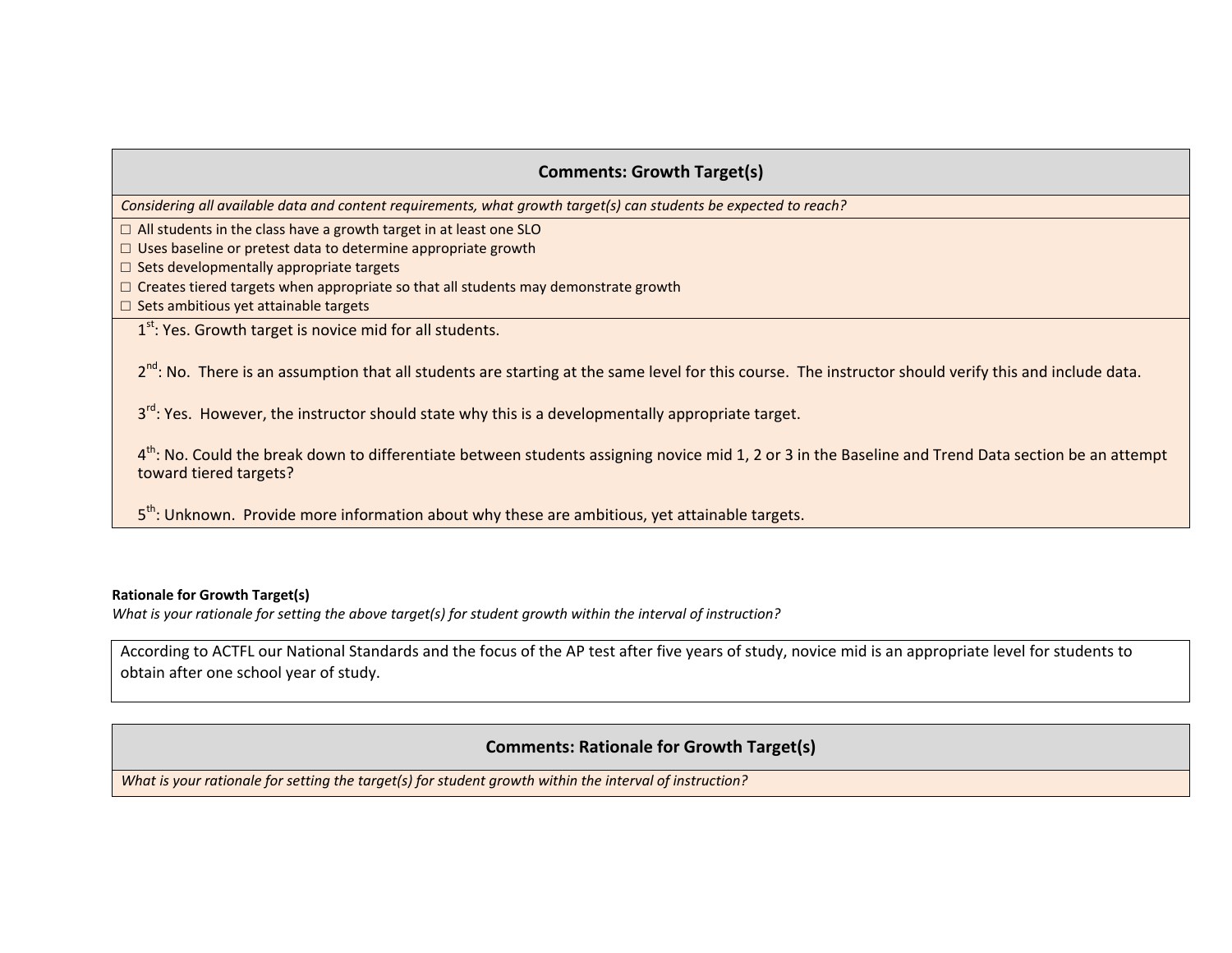| **Comments: Growth Target(s)** |
|---|
| *Considering all available data and content requirements, what growth target(s) can students be expected to reach?* |
| ☐ All students in the class have a growth target in at least one SLO<br>☐ Uses baseline or pretest data to determine appropriate growth<br>☐ Sets developmentally appropriate targets<br>☐ Creates tiered targets when appropriate so that all students may demonstrate growth<br>☐ Sets ambitious yet attainable targets |
| 1st: Yes. Growth target is novice mid for all students.<br><br>2nd: No. There is an assumption that all students are starting at the same level for this course. The instructor should verify this and include data.<br><br>3rd: Yes. However, the instructor should state why this is a developmentally appropriate target.<br><br>4th: No. Could the break down to differentiate between students assigning novice mid 1, 2 or 3 in the Baseline and Trend Data section be an attempt toward tiered targets?<br><br>5th: Unknown. Provide more information about why these are ambitious, yet attainable targets. |

**Rationale for Growth Target(s)**

*What is your rationale for setting the above target(s) for student growth within the interval of instruction?*

| According to ACTFL our National Standards and the focus of the AP test after five years of study, novice mid is an appropriate level for students to obtain after one school year of study. |
|---|

| **Comments: Rationale for Growth Target(s)** |
|---|
| *What is your rationale for setting the target(s) for student growth within the interval of instruction?* |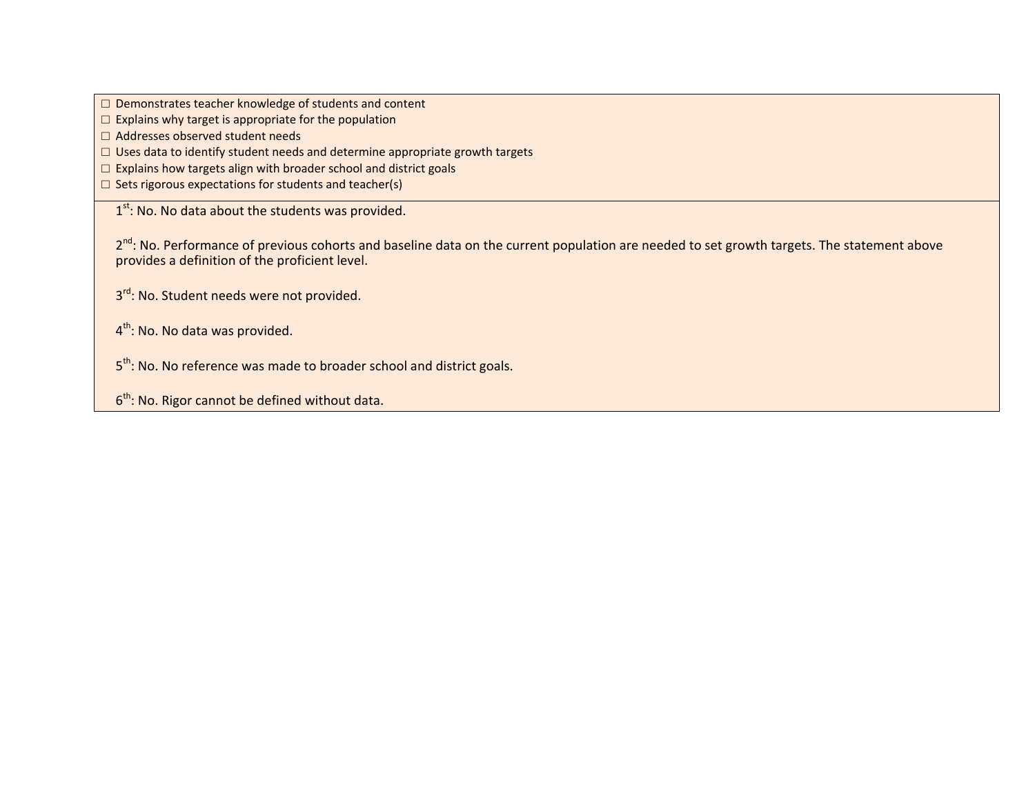☐ Demonstrates teacher knowledge of students and content
☐ Explains why target is appropriate for the population
☐ Addresses observed student needs
☐ Uses data to identify student needs and determine appropriate growth targets
☐ Explains how targets align with broader school and district goals
☐ Sets rigorous expectations for students and teacher(s)

1st: No. No data about the students was provided.

2nd: No. Performance of previous cohorts and baseline data on the current population are needed to set growth targets. The statement above provides a definition of the proficient level.

3rd: No. Student needs were not provided.

4th: No. No data was provided.

5th: No. No reference was made to broader school and district goals.

6th: No. Rigor cannot be defined without data.